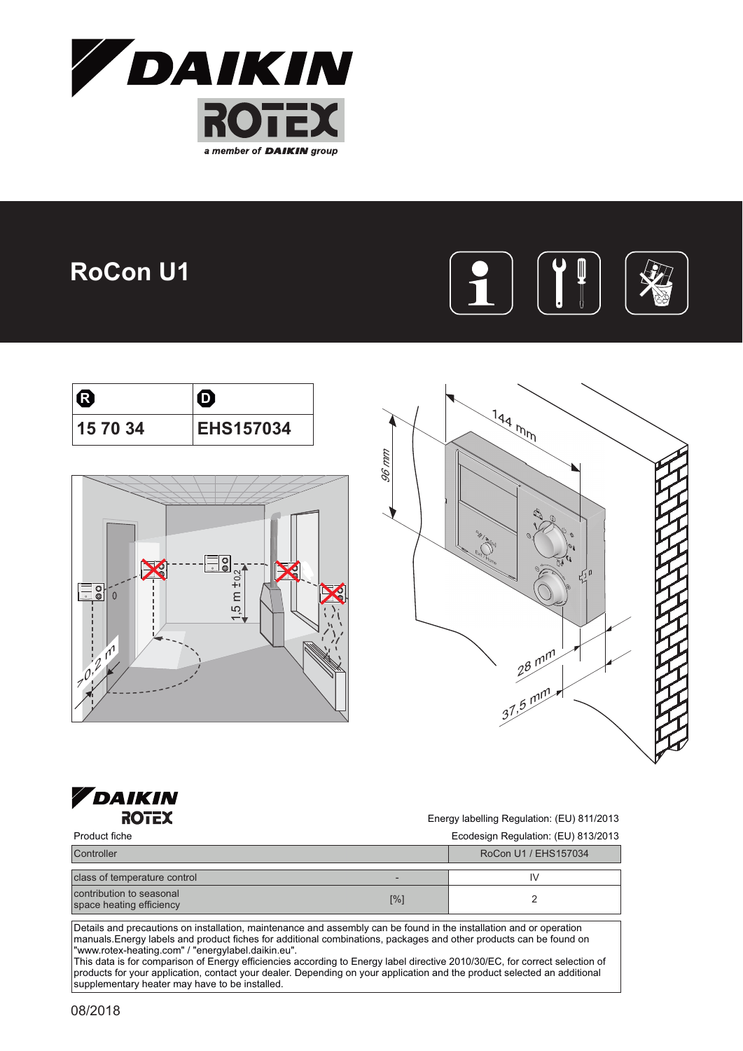# RoCon U1

| R | D |
|---|---|
| 15 70 34 | EHS157034 |

1,5 m ±0,2

>0,2 m

144 mm

96 mm

28 mm

37,5 mm

Product fiche

Energy labelling Regulation: (EU) 811/2013

Ecodesign Regulation: (EU) 813/2013

| Controller | | RoCon U1 / EHS157034 |
|---|---|---|
| class of temperature control | - | IV |
| contribution to seasonal space heating efficiency | [%] | 2 |

Details and precautions on installation, maintenance and assembly can be found in the installation and or operation manuals.Energy labels and product fiches for additional combinations, packages and other products can be found on "www.rotex-heating.com" / "energylabel.daikin.eu".
This data is for comparison of Energy efficiencies according to Energy label directive 2010/30/EC, for correct selection of products for your application, contact your dealer. Depending on your application and the product selected an additional supplementary heater may have to be installed.

08/2018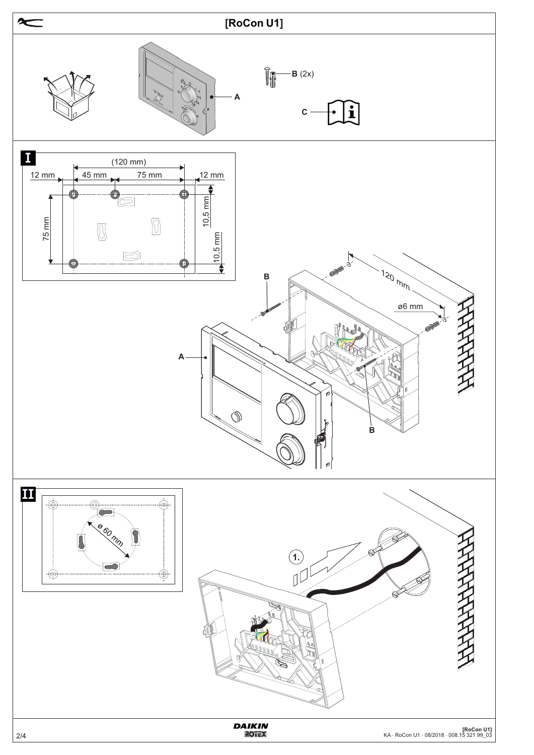# [RoCon U1]

A

B (2x)

C

**I**

(120 mm)

12 mm | 45 mm | 75 mm | 12 mm

75 mm

10,5 mm

10,5 mm

B

120 mm

ø6 mm

A

B

**II**

ø 60 mm

1.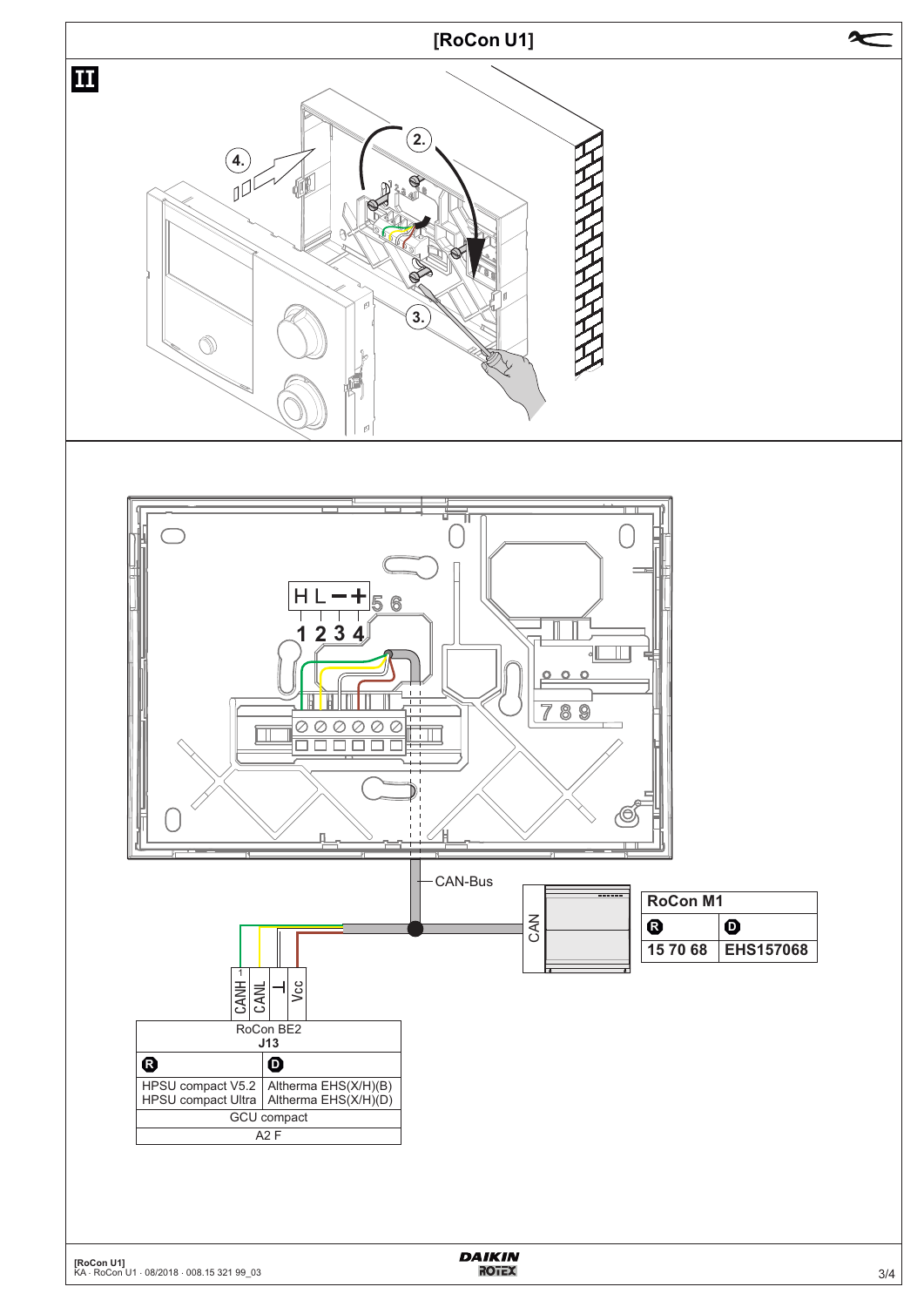# [RoCon U1]

**II**

4.

2.

3.

H L − +

1 2 3 4 5 6

7 8 9

CAN-Bus

CAN

| RoCon M1 | |
|---|---|
| R | D |
| 15 70 68 | EHS157068 |

CANH | CANL | ⊥ | Vcc

| RoCon BE2 J13 | |
|---|---|
| R | D |
| HPSU compact V5.2<br>HPSU compact Ultra | Altherma EHS(X/H)(B)<br>Altherma EHS(X/H)(D) |
| GCU compact | |
| A2 F | |

[RoCon U1]
KA · RoCon U1 · 08/2018 · 008.15 321 99_03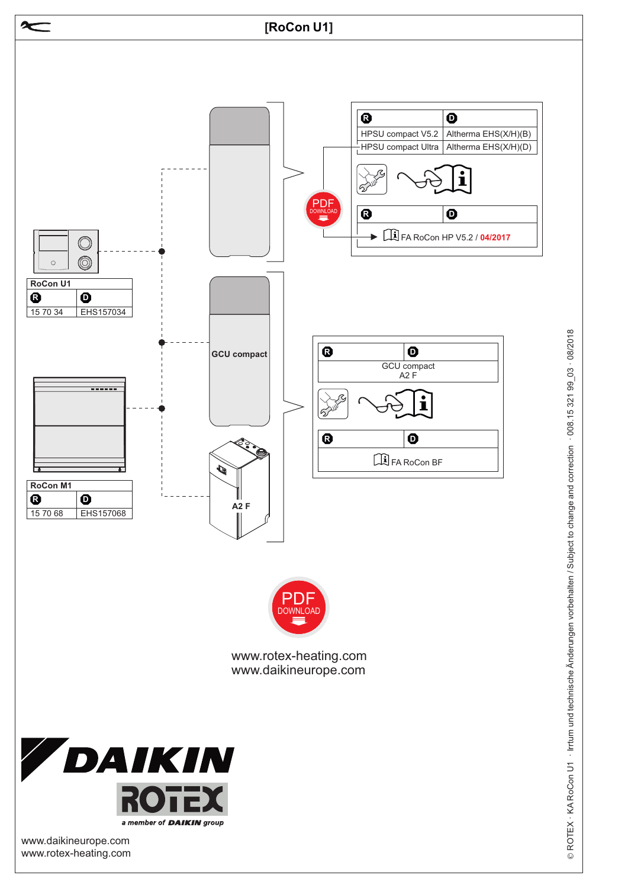# [RoCon U1]

| R | D |
|---|---|
| HPSU compact V5.2 | Altherma EHS(X/H)(B) |
| HPSU compact Ultra | Altherma EHS(X/H)(D) |

PDF DOWNLOAD

| R | D |
|---|---|
| FA RoCon HP V5.2 / **04/2017** | |

| RoCon U1 | |
|---|---|
| R | D |
| 15 70 34 | EHS157034 |

GCU compact

| R | D |
|---|---|
| GCU compact A2 F | |

| R | D |
|---|---|
| FA RoCon BF | |

| RoCon M1 | |
|---|---|
| R | D |
| 15 70 68 | EHS157068 |

A2 F

PDF DOWNLOAD

www.rotex-heating.com
www.daikineurope.com

DAIKIN

ROTEX

*a member of DAIKIN group*

www.daikineurope.com
www.rotex-heating.com

© ROTEX · KA RoCon U1 · Irrtum und technische Änderungen vorbehalten / Subject to change and correction · 008.15 321 99_03 · 08/2018